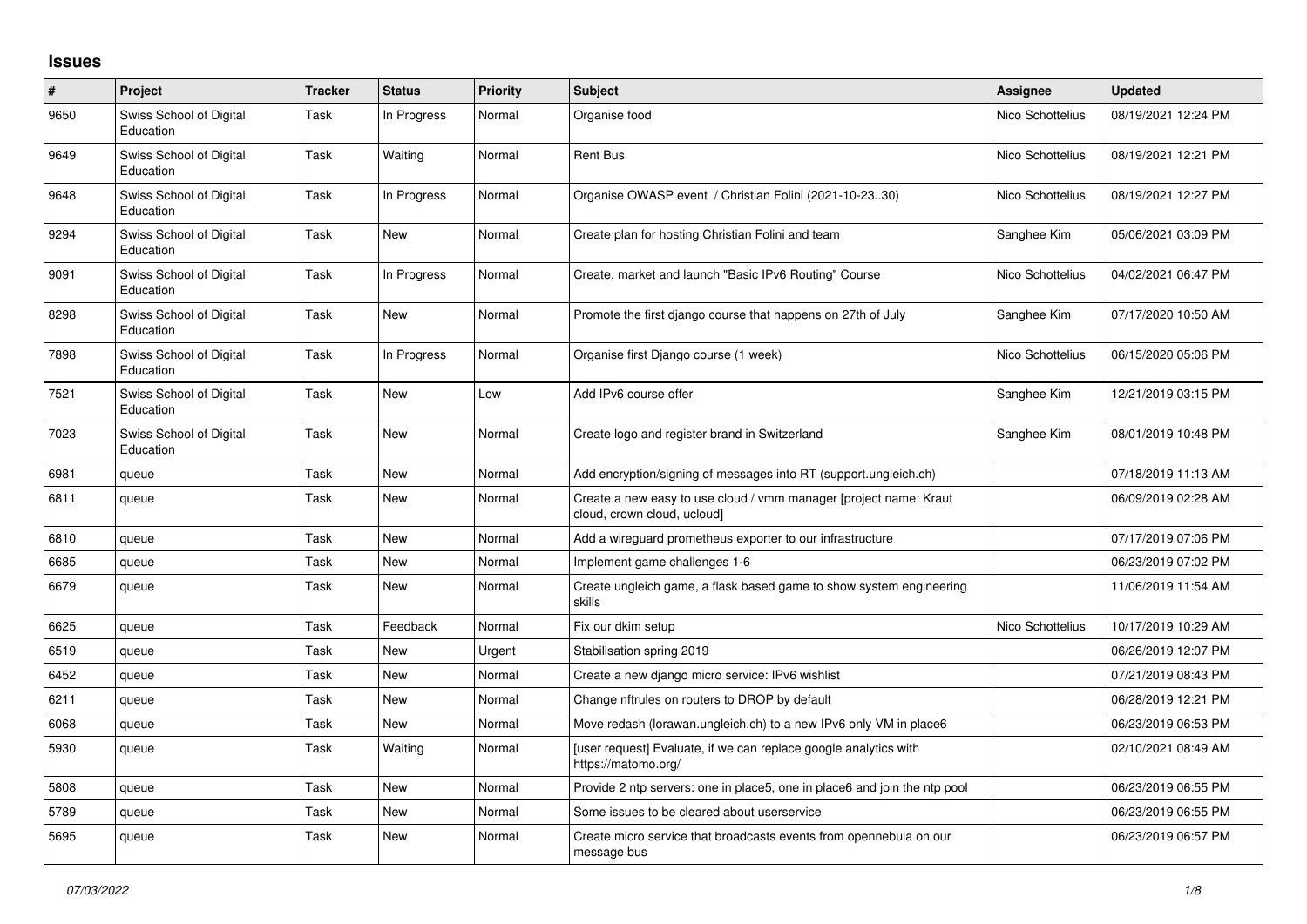## Issues

| # | Project | Tracker | Status | Priority | Subject | Assignee | Updated |
|---|---|---|---|---|---|---|---|
| 9650 | Swiss School of Digital Education | Task | In Progress | Normal | Organise food | Nico Schottelius | 08/19/2021 12:24 PM |
| 9649 | Swiss School of Digital Education | Task | Waiting | Normal | Rent Bus | Nico Schottelius | 08/19/2021 12:21 PM |
| 9648 | Swiss School of Digital Education | Task | In Progress | Normal | Organise OWASP event / Christian Folini (2021-10-23..30) | Nico Schottelius | 08/19/2021 12:27 PM |
| 9294 | Swiss School of Digital Education | Task | New | Normal | Create plan for hosting Christian Folini and team | Sanghee Kim | 05/06/2021 03:09 PM |
| 9091 | Swiss School of Digital Education | Task | In Progress | Normal | Create, market and launch "Basic IPv6 Routing" Course | Nico Schottelius | 04/02/2021 06:47 PM |
| 8298 | Swiss School of Digital Education | Task | New | Normal | Promote the first django course that happens on 27th of July | Sanghee Kim | 07/17/2020 10:50 AM |
| 7898 | Swiss School of Digital Education | Task | In Progress | Normal | Organise first Django course (1 week) | Nico Schottelius | 06/15/2020 05:06 PM |
| 7521 | Swiss School of Digital Education | Task | New | Low | Add IPv6 course offer | Sanghee Kim | 12/21/2019 03:15 PM |
| 7023 | Swiss School of Digital Education | Task | New | Normal | Create logo and register brand in Switzerland | Sanghee Kim | 08/01/2019 10:48 PM |
| 6981 | queue | Task | New | Normal | Add encryption/signing of messages into RT (support.ungleich.ch) | | 07/18/2019 11:13 AM |
| 6811 | queue | Task | New | Normal | Create a new easy to use cloud / vmm manager [project name: Kraut cloud, crown cloud, ucloud] | | 06/09/2019 02:28 AM |
| 6810 | queue | Task | New | Normal | Add a wireguard prometheus exporter to our infrastructure | | 07/17/2019 07:06 PM |
| 6685 | queue | Task | New | Normal | Implement game challenges 1-6 | | 06/23/2019 07:02 PM |
| 6679 | queue | Task | New | Normal | Create ungleich game, a flask based game to show system engineering skills | | 11/06/2019 11:54 AM |
| 6625 | queue | Task | Feedback | Normal | Fix our dkim setup | Nico Schottelius | 10/17/2019 10:29 AM |
| 6519 | queue | Task | New | Urgent | Stabilisation spring 2019 | | 06/26/2019 12:07 PM |
| 6452 | queue | Task | New | Normal | Create a new django micro service: IPv6 wishlist | | 07/21/2019 08:43 PM |
| 6211 | queue | Task | New | Normal | Change nftrules on routers to DROP by default | | 06/28/2019 12:21 PM |
| 6068 | queue | Task | New | Normal | Move redash (lorawan.ungleich.ch) to a new IPv6 only VM in place6 | | 06/23/2019 06:53 PM |
| 5930 | queue | Task | Waiting | Normal | [user request] Evaluate, if we can replace google analytics with https://matomo.org/ | | 02/10/2021 08:49 AM |
| 5808 | queue | Task | New | Normal | Provide 2 ntp servers: one in place5, one in place6 and join the ntp pool | | 06/23/2019 06:55 PM |
| 5789 | queue | Task | New | Normal | Some issues to be cleared about userservice | | 06/23/2019 06:55 PM |
| 5695 | queue | Task | New | Normal | Create micro service that broadcasts events from opennebula on our message bus | | 06/23/2019 06:57 PM |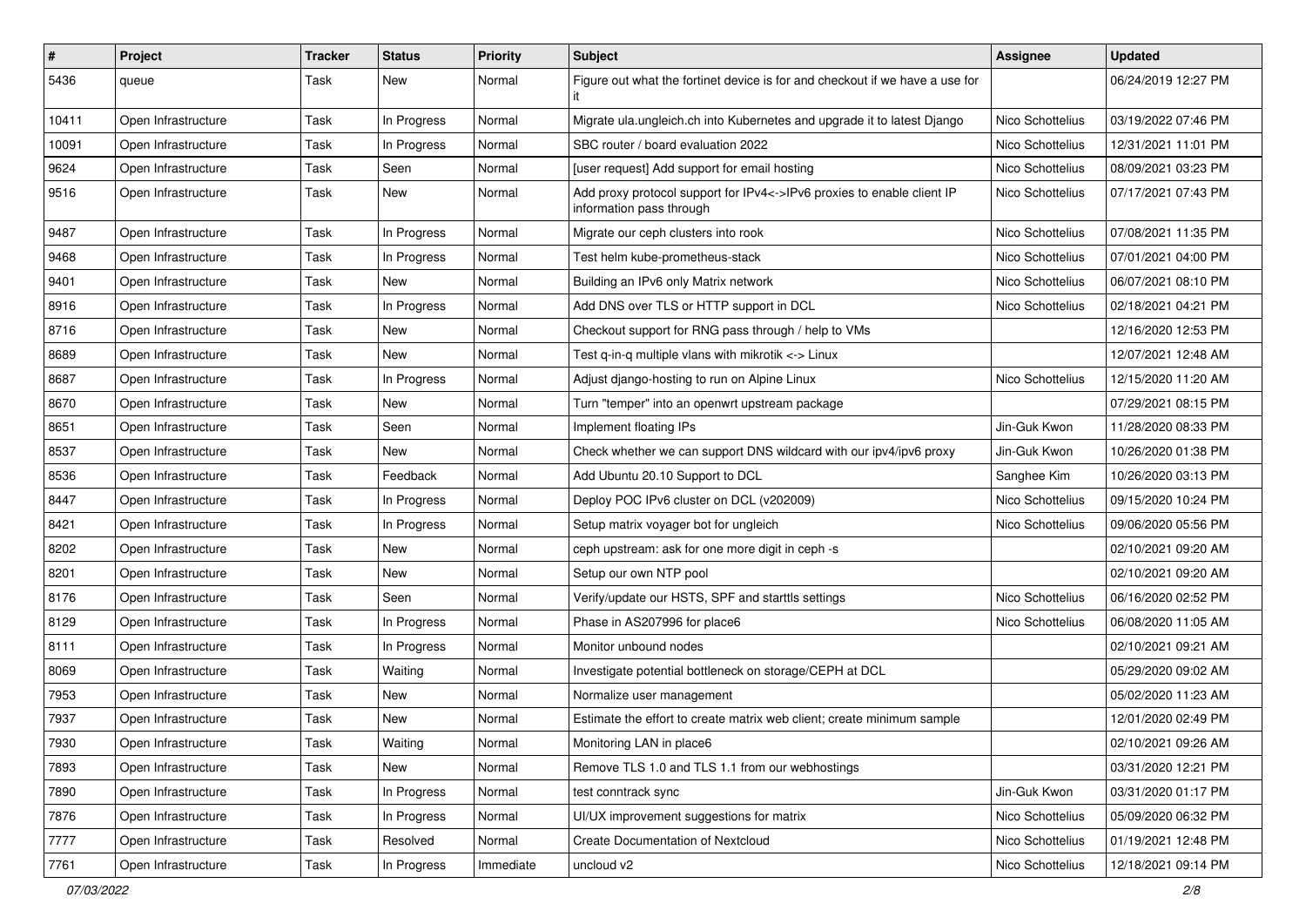| # | Project | Tracker | Status | Priority | Subject | Assignee | Updated |
| --- | --- | --- | --- | --- | --- | --- | --- |
| 5436 | queue | Task | New | Normal | Figure out what the fortinet device is for and checkout if we have a use for it | | 06/24/2019 12:27 PM |
| 10411 | Open Infrastructure | Task | In Progress | Normal | Migrate ula.ungleich.ch into Kubernetes and upgrade it to latest Django | Nico Schottelius | 03/19/2022 07:46 PM |
| 10091 | Open Infrastructure | Task | In Progress | Normal | SBC router / board evaluation 2022 | Nico Schottelius | 12/31/2021 11:01 PM |
| 9624 | Open Infrastructure | Task | Seen | Normal | [user request] Add support for email hosting | Nico Schottelius | 08/09/2021 03:23 PM |
| 9516 | Open Infrastructure | Task | New | Normal | Add proxy protocol support for IPv4<->IPv6 proxies to enable client IP information pass through | Nico Schottelius | 07/17/2021 07:43 PM |
| 9487 | Open Infrastructure | Task | In Progress | Normal | Migrate our ceph clusters into rook | Nico Schottelius | 07/08/2021 11:35 PM |
| 9468 | Open Infrastructure | Task | In Progress | Normal | Test helm kube-prometheus-stack | Nico Schottelius | 07/01/2021 04:00 PM |
| 9401 | Open Infrastructure | Task | New | Normal | Building an IPv6 only Matrix network | Nico Schottelius | 06/07/2021 08:10 PM |
| 8916 | Open Infrastructure | Task | In Progress | Normal | Add DNS over TLS or HTTP support in DCL | Nico Schottelius | 02/18/2021 04:21 PM |
| 8716 | Open Infrastructure | Task | New | Normal | Checkout support for RNG pass through / help to VMs | | 12/16/2020 12:53 PM |
| 8689 | Open Infrastructure | Task | New | Normal | Test q-in-q multiple vlans with mikrotik <-> Linux | | 12/07/2021 12:48 AM |
| 8687 | Open Infrastructure | Task | In Progress | Normal | Adjust django-hosting to run on Alpine Linux | Nico Schottelius | 12/15/2020 11:20 AM |
| 8670 | Open Infrastructure | Task | New | Normal | Turn "temper" into an openwrt upstream package | | 07/29/2021 08:15 PM |
| 8651 | Open Infrastructure | Task | Seen | Normal | Implement floating IPs | Jin-Guk Kwon | 11/28/2020 08:33 PM |
| 8537 | Open Infrastructure | Task | New | Normal | Check whether we can support DNS wildcard with our ipv4/ipv6 proxy | Jin-Guk Kwon | 10/26/2020 01:38 PM |
| 8536 | Open Infrastructure | Task | Feedback | Normal | Add Ubuntu 20.10 Support to DCL | Sanghee Kim | 10/26/2020 03:13 PM |
| 8447 | Open Infrastructure | Task | In Progress | Normal | Deploy POC IPv6 cluster on DCL (v202009) | Nico Schottelius | 09/15/2020 10:24 PM |
| 8421 | Open Infrastructure | Task | In Progress | Normal | Setup matrix voyager bot for ungleich | Nico Schottelius | 09/06/2020 05:56 PM |
| 8202 | Open Infrastructure | Task | New | Normal | ceph upstream: ask for one more digit in ceph -s | | 02/10/2021 09:20 AM |
| 8201 | Open Infrastructure | Task | New | Normal | Setup our own NTP pool | | 02/10/2021 09:20 AM |
| 8176 | Open Infrastructure | Task | Seen | Normal | Verify/update our HSTS, SPF and starttls settings | Nico Schottelius | 06/16/2020 02:52 PM |
| 8129 | Open Infrastructure | Task | In Progress | Normal | Phase in AS207996 for place6 | Nico Schottelius | 06/08/2020 11:05 AM |
| 8111 | Open Infrastructure | Task | In Progress | Normal | Monitor unbound nodes | | 02/10/2021 09:21 AM |
| 8069 | Open Infrastructure | Task | Waiting | Normal | Investigate potential bottleneck on storage/CEPH at DCL | | 05/29/2020 09:02 AM |
| 7953 | Open Infrastructure | Task | New | Normal | Normalize user management | | 05/02/2020 11:23 AM |
| 7937 | Open Infrastructure | Task | New | Normal | Estimate the effort to create matrix web client; create minimum sample | | 12/01/2020 02:49 PM |
| 7930 | Open Infrastructure | Task | Waiting | Normal | Monitoring LAN in place6 | | 02/10/2021 09:26 AM |
| 7893 | Open Infrastructure | Task | New | Normal | Remove TLS 1.0 and TLS 1.1 from our webhostings | | 03/31/2020 12:21 PM |
| 7890 | Open Infrastructure | Task | In Progress | Normal | test conntrack sync | Jin-Guk Kwon | 03/31/2020 01:17 PM |
| 7876 | Open Infrastructure | Task | In Progress | Normal | UI/UX improvement suggestions for matrix | Nico Schottelius | 05/09/2020 06:32 PM |
| 7777 | Open Infrastructure | Task | Resolved | Normal | Create Documentation of Nextcloud | Nico Schottelius | 01/19/2021 12:48 PM |
| 7761 | Open Infrastructure | Task | In Progress | Immediate | uncloud v2 | Nico Schottelius | 12/18/2021 09:14 PM |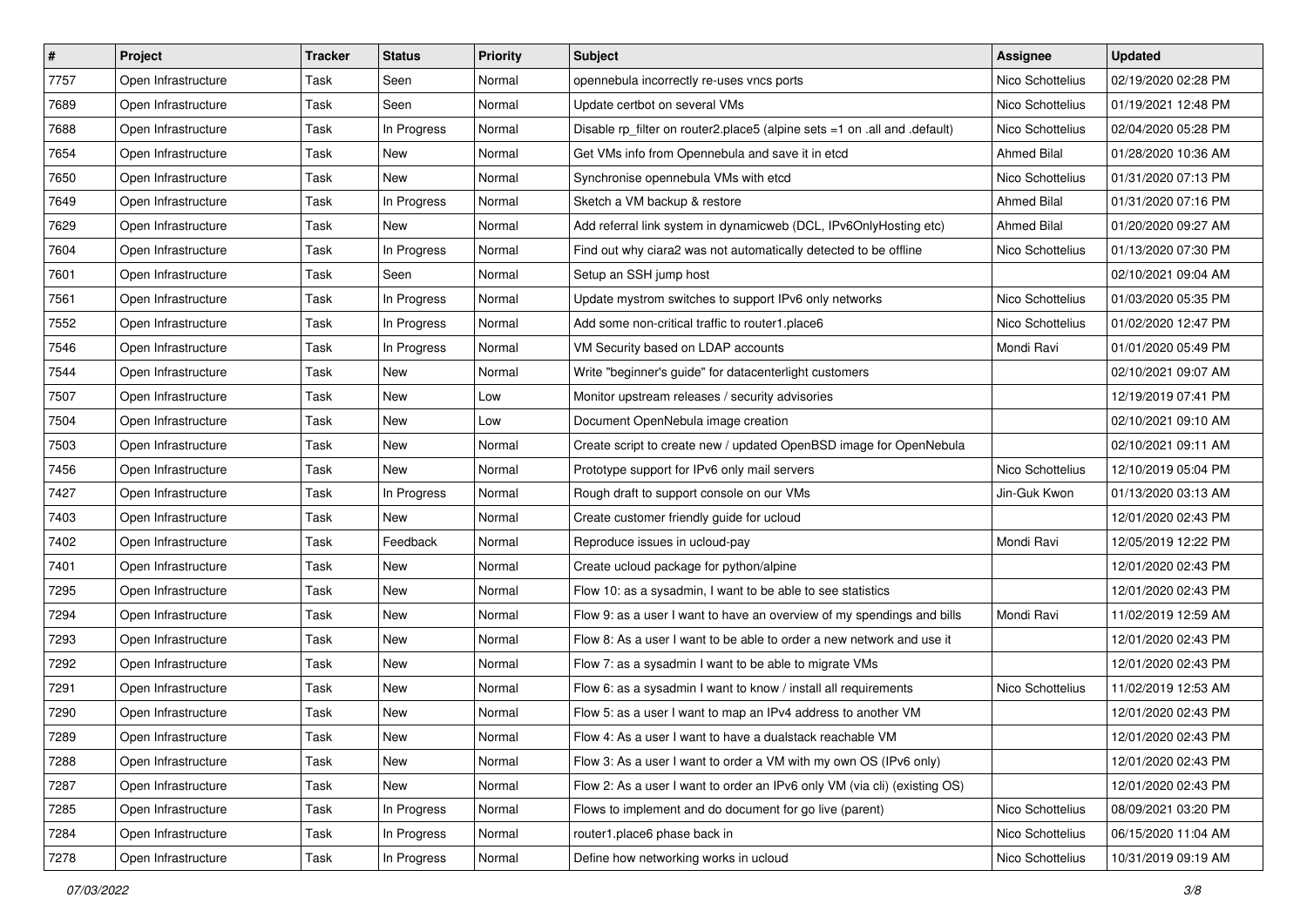| # | Project | Tracker | Status | Priority | Subject | Assignee | Updated |
|---|---|---|---|---|---|---|---|
| 7757 | Open Infrastructure | Task | Seen | Normal | opennebula incorrectly re-uses vncs ports | Nico Schottelius | 02/19/2020 02:28 PM |
| 7689 | Open Infrastructure | Task | Seen | Normal | Update certbot on several VMs | Nico Schottelius | 01/19/2021 12:48 PM |
| 7688 | Open Infrastructure | Task | In Progress | Normal | Disable rp_filter on router2.place5 (alpine sets =1 on .all and .default) | Nico Schottelius | 02/04/2020 05:28 PM |
| 7654 | Open Infrastructure | Task | New | Normal | Get VMs info from Opennebula and save it in etcd | Ahmed Bilal | 01/28/2020 10:36 AM |
| 7650 | Open Infrastructure | Task | New | Normal | Synchronise opennebula VMs with etcd | Nico Schottelius | 01/31/2020 07:13 PM |
| 7649 | Open Infrastructure | Task | In Progress | Normal | Sketch a VM backup & restore | Ahmed Bilal | 01/31/2020 07:16 PM |
| 7629 | Open Infrastructure | Task | New | Normal | Add referral link system in dynamicweb (DCL, IPv6OnlyHosting etc) | Ahmed Bilal | 01/20/2020 09:27 AM |
| 7604 | Open Infrastructure | Task | In Progress | Normal | Find out why ciara2 was not automatically detected to be offline | Nico Schottelius | 01/13/2020 07:30 PM |
| 7601 | Open Infrastructure | Task | Seen | Normal | Setup an SSH jump host | | 02/10/2021 09:04 AM |
| 7561 | Open Infrastructure | Task | In Progress | Normal | Update mystrom switches to support IPv6 only networks | Nico Schottelius | 01/03/2020 05:35 PM |
| 7552 | Open Infrastructure | Task | In Progress | Normal | Add some non-critical traffic to router1.place6 | Nico Schottelius | 01/02/2020 12:47 PM |
| 7546 | Open Infrastructure | Task | In Progress | Normal | VM Security based on LDAP accounts | Mondi Ravi | 01/01/2020 05:49 PM |
| 7544 | Open Infrastructure | Task | New | Normal | Write "beginner's guide" for datacenterlight customers | | 02/10/2021 09:07 AM |
| 7507 | Open Infrastructure | Task | New | Low | Monitor upstream releases / security advisories | | 12/19/2019 07:41 PM |
| 7504 | Open Infrastructure | Task | New | Low | Document OpenNebula image creation | | 02/10/2021 09:10 AM |
| 7503 | Open Infrastructure | Task | New | Normal | Create script to create new / updated OpenBSD image for OpenNebula | | 02/10/2021 09:11 AM |
| 7456 | Open Infrastructure | Task | New | Normal | Prototype support for IPv6 only mail servers | Nico Schottelius | 12/10/2019 05:04 PM |
| 7427 | Open Infrastructure | Task | In Progress | Normal | Rough draft to support console on our VMs | Jin-Guk Kwon | 01/13/2020 03:13 AM |
| 7403 | Open Infrastructure | Task | New | Normal | Create customer friendly guide for ucloud | | 12/01/2020 02:43 PM |
| 7402 | Open Infrastructure | Task | Feedback | Normal | Reproduce issues in ucloud-pay | Mondi Ravi | 12/05/2019 12:22 PM |
| 7401 | Open Infrastructure | Task | New | Normal | Create ucloud package for python/alpine | | 12/01/2020 02:43 PM |
| 7295 | Open Infrastructure | Task | New | Normal | Flow 10: as a sysadmin, I want to be able to see statistics | | 12/01/2020 02:43 PM |
| 7294 | Open Infrastructure | Task | New | Normal | Flow 9: as a user I want to have an overview of my spendings and bills | Mondi Ravi | 11/02/2019 12:59 AM |
| 7293 | Open Infrastructure | Task | New | Normal | Flow 8: As a user I want to be able to order a new network and use it | | 12/01/2020 02:43 PM |
| 7292 | Open Infrastructure | Task | New | Normal | Flow 7: as a sysadmin I want to be able to migrate VMs | | 12/01/2020 02:43 PM |
| 7291 | Open Infrastructure | Task | New | Normal | Flow 6: as a sysadmin I want to know / install all requirements | Nico Schottelius | 11/02/2019 12:53 AM |
| 7290 | Open Infrastructure | Task | New | Normal | Flow 5: as a user I want to map an IPv4 address to another VM | | 12/01/2020 02:43 PM |
| 7289 | Open Infrastructure | Task | New | Normal | Flow 4: As a user I want to have a dualstack reachable VM | | 12/01/2020 02:43 PM |
| 7288 | Open Infrastructure | Task | New | Normal | Flow 3: As a user I want to order a VM with my own OS (IPv6 only) | | 12/01/2020 02:43 PM |
| 7287 | Open Infrastructure | Task | New | Normal | Flow 2: As a user I want to order an IPv6 only VM (via cli) (existing OS) | | 12/01/2020 02:43 PM |
| 7285 | Open Infrastructure | Task | In Progress | Normal | Flows to implement and do document for go live (parent) | Nico Schottelius | 08/09/2021 03:20 PM |
| 7284 | Open Infrastructure | Task | In Progress | Normal | router1.place6 phase back in | Nico Schottelius | 06/15/2020 11:04 AM |
| 7278 | Open Infrastructure | Task | In Progress | Normal | Define how networking works in ucloud | Nico Schottelius | 10/31/2019 09:19 AM |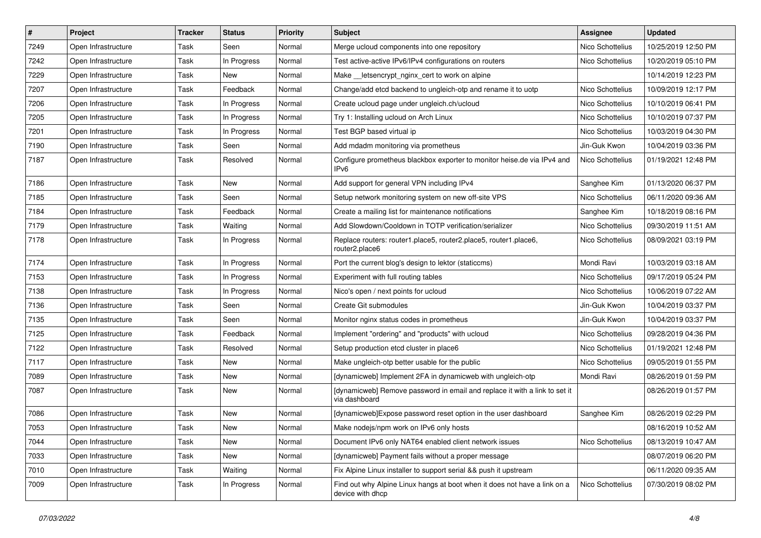| # | Project | Tracker | Status | Priority | Subject | Assignee | Updated |
|---|---|---|---|---|---|---|---|
| 7249 | Open Infrastructure | Task | Seen | Normal | Merge ucloud components into one repository | Nico Schottelius | 10/25/2019 12:50 PM |
| 7242 | Open Infrastructure | Task | In Progress | Normal | Test active-active IPv6/IPv4 configurations on routers | Nico Schottelius | 10/20/2019 05:10 PM |
| 7229 | Open Infrastructure | Task | New | Normal | Make __letsencrypt_nginx_cert to work on alpine | | 10/14/2019 12:23 PM |
| 7207 | Open Infrastructure | Task | Feedback | Normal | Change/add etcd backend to ungleich-otp and rename it to uotp | Nico Schottelius | 10/09/2019 12:17 PM |
| 7206 | Open Infrastructure | Task | In Progress | Normal | Create ucloud page under ungleich.ch/ucloud | Nico Schottelius | 10/10/2019 06:41 PM |
| 7205 | Open Infrastructure | Task | In Progress | Normal | Try 1: Installing ucloud on Arch Linux | Nico Schottelius | 10/10/2019 07:37 PM |
| 7201 | Open Infrastructure | Task | In Progress | Normal | Test BGP based virtual ip | Nico Schottelius | 10/03/2019 04:30 PM |
| 7190 | Open Infrastructure | Task | Seen | Normal | Add mdadm monitoring via prometheus | Jin-Guk Kwon | 10/04/2019 03:36 PM |
| 7187 | Open Infrastructure | Task | Resolved | Normal | Configure prometheus blackbox exporter to monitor heise.de via IPv4 and IPv6 | Nico Schottelius | 01/19/2021 12:48 PM |
| 7186 | Open Infrastructure | Task | New | Normal | Add support for general VPN including IPv4 | Sanghee Kim | 01/13/2020 06:37 PM |
| 7185 | Open Infrastructure | Task | Seen | Normal | Setup network monitoring system on new off-site VPS | Nico Schottelius | 06/11/2020 09:36 AM |
| 7184 | Open Infrastructure | Task | Feedback | Normal | Create a mailing list for maintenance notifications | Sanghee Kim | 10/18/2019 08:16 PM |
| 7179 | Open Infrastructure | Task | Waiting | Normal | Add Slowdown/Cooldown in TOTP verification/serializer | Nico Schottelius | 09/30/2019 11:51 AM |
| 7178 | Open Infrastructure | Task | In Progress | Normal | Replace routers: router1.place5, router2.place5, router1.place6, router2.place6 | Nico Schottelius | 08/09/2021 03:19 PM |
| 7174 | Open Infrastructure | Task | In Progress | Normal | Port the current blog's design to lektor (staticcms) | Mondi Ravi | 10/03/2019 03:18 AM |
| 7153 | Open Infrastructure | Task | In Progress | Normal | Experiment with full routing tables | Nico Schottelius | 09/17/2019 05:24 PM |
| 7138 | Open Infrastructure | Task | In Progress | Normal | Nico's open / next points for ucloud | Nico Schottelius | 10/06/2019 07:22 AM |
| 7136 | Open Infrastructure | Task | Seen | Normal | Create Git submodules | Jin-Guk Kwon | 10/04/2019 03:37 PM |
| 7135 | Open Infrastructure | Task | Seen | Normal | Monitor nginx status codes in prometheus | Jin-Guk Kwon | 10/04/2019 03:37 PM |
| 7125 | Open Infrastructure | Task | Feedback | Normal | Implement "ordering" and "products" with ucloud | Nico Schottelius | 09/28/2019 04:36 PM |
| 7122 | Open Infrastructure | Task | Resolved | Normal | Setup production etcd cluster in place6 | Nico Schottelius | 01/19/2021 12:48 PM |
| 7117 | Open Infrastructure | Task | New | Normal | Make ungleich-otp better usable for the public | Nico Schottelius | 09/05/2019 01:55 PM |
| 7089 | Open Infrastructure | Task | New | Normal | [dynamicweb] Implement 2FA in dynamicweb with ungleich-otp | Mondi Ravi | 08/26/2019 01:59 PM |
| 7087 | Open Infrastructure | Task | New | Normal | [dynamicweb] Remove password in email and replace it with a link to set it via dashboard | | 08/26/2019 01:57 PM |
| 7086 | Open Infrastructure | Task | New | Normal | [dynamicweb]Expose password reset option in the user dashboard | Sanghee Kim | 08/26/2019 02:29 PM |
| 7053 | Open Infrastructure | Task | New | Normal | Make nodejs/npm work on IPv6 only hosts | | 08/16/2019 10:52 AM |
| 7044 | Open Infrastructure | Task | New | Normal | Document IPv6 only NAT64 enabled client network issues | Nico Schottelius | 08/13/2019 10:47 AM |
| 7033 | Open Infrastructure | Task | New | Normal | [dynamicweb] Payment fails without a proper message | | 08/07/2019 06:20 PM |
| 7010 | Open Infrastructure | Task | Waiting | Normal | Fix Alpine Linux installer to support serial && push it upstream | | 06/11/2020 09:35 AM |
| 7009 | Open Infrastructure | Task | In Progress | Normal | Find out why Alpine Linux hangs at boot when it does not have a link on a device with dhcp | Nico Schottelius | 07/30/2019 08:02 PM |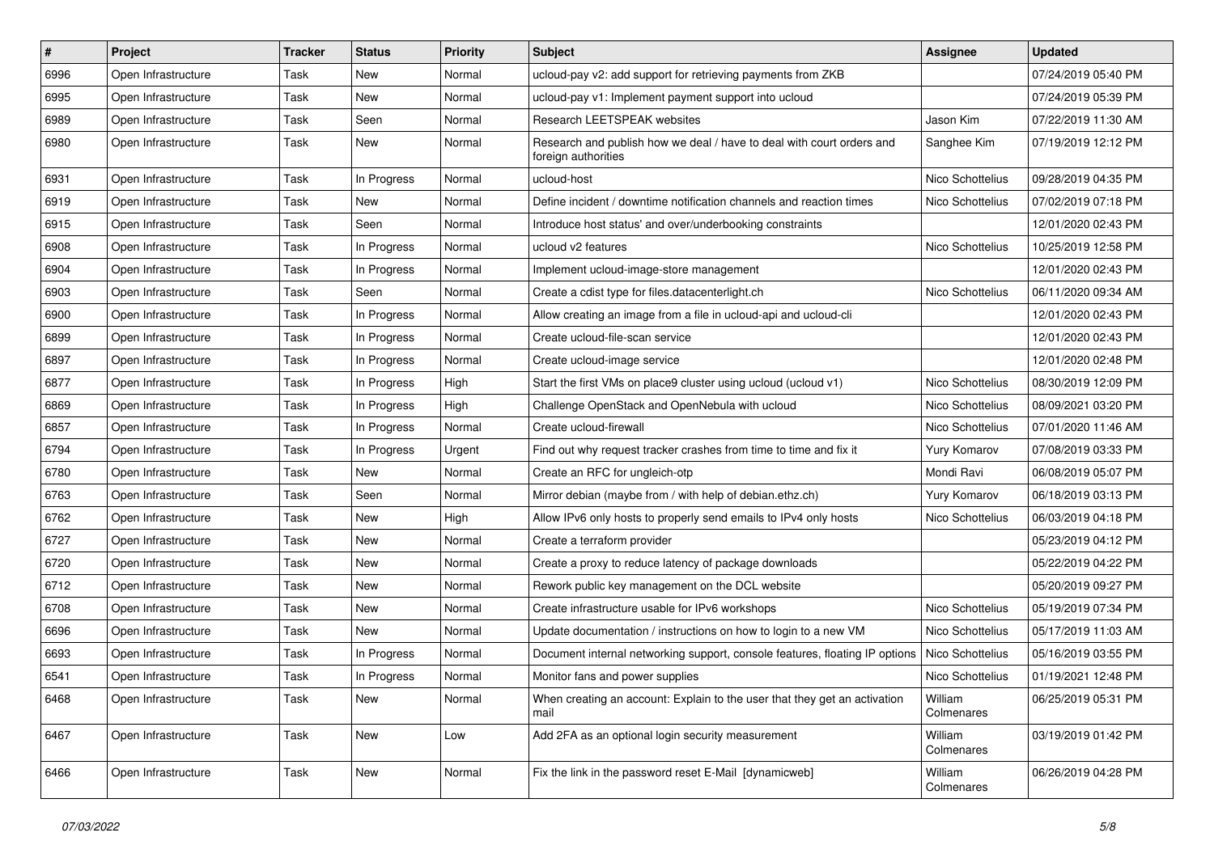| # | Project | Tracker | Status | Priority | Subject | Assignee | Updated |
|---|---|---|---|---|---|---|---|
| 6996 | Open Infrastructure | Task | New | Normal | ucloud-pay v2: add support for retrieving payments from ZKB | | 07/24/2019 05:40 PM |
| 6995 | Open Infrastructure | Task | New | Normal | ucloud-pay v1: Implement payment support into ucloud | | 07/24/2019 05:39 PM |
| 6989 | Open Infrastructure | Task | Seen | Normal | Research LEETSPEAK websites | Jason Kim | 07/22/2019 11:30 AM |
| 6980 | Open Infrastructure | Task | New | Normal | Research and publish how we deal / have to deal with court orders and foreign authorities | Sanghee Kim | 07/19/2019 12:12 PM |
| 6931 | Open Infrastructure | Task | In Progress | Normal | ucloud-host | Nico Schottelius | 09/28/2019 04:35 PM |
| 6919 | Open Infrastructure | Task | New | Normal | Define incident / downtime notification channels and reaction times | Nico Schottelius | 07/02/2019 07:18 PM |
| 6915 | Open Infrastructure | Task | Seen | Normal | Introduce host status' and over/underbooking constraints | | 12/01/2020 02:43 PM |
| 6908 | Open Infrastructure | Task | In Progress | Normal | ucloud v2 features | Nico Schottelius | 10/25/2019 12:58 PM |
| 6904 | Open Infrastructure | Task | In Progress | Normal | Implement ucloud-image-store management | | 12/01/2020 02:43 PM |
| 6903 | Open Infrastructure | Task | Seen | Normal | Create a cdist type for files.datacenterlight.ch | Nico Schottelius | 06/11/2020 09:34 AM |
| 6900 | Open Infrastructure | Task | In Progress | Normal | Allow creating an image from a file in ucloud-api and ucloud-cli | | 12/01/2020 02:43 PM |
| 6899 | Open Infrastructure | Task | In Progress | Normal | Create ucloud-file-scan service | | 12/01/2020 02:43 PM |
| 6897 | Open Infrastructure | Task | In Progress | Normal | Create ucloud-image service | | 12/01/2020 02:48 PM |
| 6877 | Open Infrastructure | Task | In Progress | High | Start the first VMs on place9 cluster using ucloud (ucloud v1) | Nico Schottelius | 08/30/2019 12:09 PM |
| 6869 | Open Infrastructure | Task | In Progress | High | Challenge OpenStack and OpenNebula with ucloud | Nico Schottelius | 08/09/2021 03:20 PM |
| 6857 | Open Infrastructure | Task | In Progress | Normal | Create ucloud-firewall | Nico Schottelius | 07/01/2020 11:46 AM |
| 6794 | Open Infrastructure | Task | In Progress | Urgent | Find out why request tracker crashes from time to time and fix it | Yury Komarov | 07/08/2019 03:33 PM |
| 6780 | Open Infrastructure | Task | New | Normal | Create an RFC for ungleich-otp | Mondi Ravi | 06/08/2019 05:07 PM |
| 6763 | Open Infrastructure | Task | Seen | Normal | Mirror debian (maybe from / with help of debian.ethz.ch) | Yury Komarov | 06/18/2019 03:13 PM |
| 6762 | Open Infrastructure | Task | New | High | Allow IPv6 only hosts to properly send emails to IPv4 only hosts | Nico Schottelius | 06/03/2019 04:18 PM |
| 6727 | Open Infrastructure | Task | New | Normal | Create a terraform provider | | 05/23/2019 04:12 PM |
| 6720 | Open Infrastructure | Task | New | Normal | Create a proxy to reduce latency of package downloads | | 05/22/2019 04:22 PM |
| 6712 | Open Infrastructure | Task | New | Normal | Rework public key management on the DCL website | | 05/20/2019 09:27 PM |
| 6708 | Open Infrastructure | Task | New | Normal | Create infrastructure usable for IPv6 workshops | Nico Schottelius | 05/19/2019 07:34 PM |
| 6696 | Open Infrastructure | Task | New | Normal | Update documentation / instructions on how to login to a new VM | Nico Schottelius | 05/17/2019 11:03 AM |
| 6693 | Open Infrastructure | Task | In Progress | Normal | Document internal networking support, console features, floating IP options | Nico Schottelius | 05/16/2019 03:55 PM |
| 6541 | Open Infrastructure | Task | In Progress | Normal | Monitor fans and power supplies | Nico Schottelius | 01/19/2021 12:48 PM |
| 6468 | Open Infrastructure | Task | New | Normal | When creating an account: Explain to the user that they get an activation mail | William Colmenares | 06/25/2019 05:31 PM |
| 6467 | Open Infrastructure | Task | New | Low | Add 2FA as an optional login security measurement | William Colmenares | 03/19/2019 01:42 PM |
| 6466 | Open Infrastructure | Task | New | Normal | Fix the link in the password reset E-Mail [dynamicweb] | William Colmenares | 06/26/2019 04:28 PM |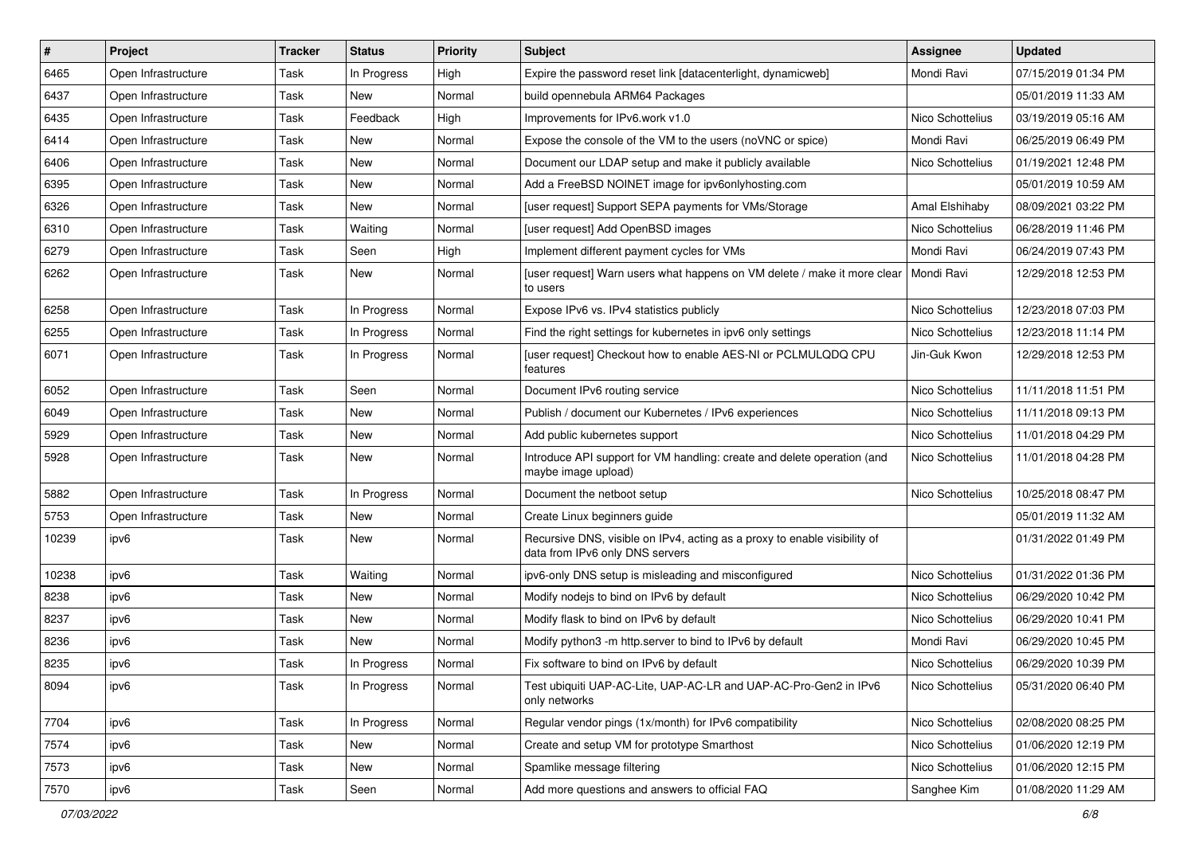| # | Project | Tracker | Status | Priority | Subject | Assignee | Updated |
|---|---|---|---|---|---|---|---|
| 6465 | Open Infrastructure | Task | In Progress | High | Expire the password reset link [datacenterlight, dynamicweb] | Mondi Ravi | 07/15/2019 01:34 PM |
| 6437 | Open Infrastructure | Task | New | Normal | build opennebula ARM64 Packages | | 05/01/2019 11:33 AM |
| 6435 | Open Infrastructure | Task | Feedback | High | Improvements for IPv6.work v1.0 | Nico Schottelius | 03/19/2019 05:16 AM |
| 6414 | Open Infrastructure | Task | New | Normal | Expose the console of the VM to the users (noVNC or spice) | Mondi Ravi | 06/25/2019 06:49 PM |
| 6406 | Open Infrastructure | Task | New | Normal | Document our LDAP setup and make it publicly available | Nico Schottelius | 01/19/2021 12:48 PM |
| 6395 | Open Infrastructure | Task | New | Normal | Add a FreeBSD NOINET image for ipv6onlyhosting.com | | 05/01/2019 10:59 AM |
| 6326 | Open Infrastructure | Task | New | Normal | [user request] Support SEPA payments for VMs/Storage | Amal Elshihaby | 08/09/2021 03:22 PM |
| 6310 | Open Infrastructure | Task | Waiting | Normal | [user request] Add OpenBSD images | Nico Schottelius | 06/28/2019 11:46 PM |
| 6279 | Open Infrastructure | Task | Seen | High | Implement different payment cycles for VMs | Mondi Ravi | 06/24/2019 07:43 PM |
| 6262 | Open Infrastructure | Task | New | Normal | [user request] Warn users what happens on VM delete / make it more clear to users | Mondi Ravi | 12/29/2018 12:53 PM |
| 6258 | Open Infrastructure | Task | In Progress | Normal | Expose IPv6 vs. IPv4 statistics publicly | Nico Schottelius | 12/23/2018 07:03 PM |
| 6255 | Open Infrastructure | Task | In Progress | Normal | Find the right settings for kubernetes in ipv6 only settings | Nico Schottelius | 12/23/2018 11:14 PM |
| 6071 | Open Infrastructure | Task | In Progress | Normal | [user request] Checkout how to enable AES-NI or PCLMULQDQ CPU features | Jin-Guk Kwon | 12/29/2018 12:53 PM |
| 6052 | Open Infrastructure | Task | Seen | Normal | Document IPv6 routing service | Nico Schottelius | 11/11/2018 11:51 PM |
| 6049 | Open Infrastructure | Task | New | Normal | Publish / document our Kubernetes / IPv6 experiences | Nico Schottelius | 11/11/2018 09:13 PM |
| 5929 | Open Infrastructure | Task | New | Normal | Add public kubernetes support | Nico Schottelius | 11/01/2018 04:29 PM |
| 5928 | Open Infrastructure | Task | New | Normal | Introduce API support for VM handling: create and delete operation (and maybe image upload) | Nico Schottelius | 11/01/2018 04:28 PM |
| 5882 | Open Infrastructure | Task | In Progress | Normal | Document the netboot setup | Nico Schottelius | 10/25/2018 08:47 PM |
| 5753 | Open Infrastructure | Task | New | Normal | Create Linux beginners guide | | 05/01/2019 11:32 AM |
| 10239 | ipv6 | Task | New | Normal | Recursive DNS, visible on IPv4, acting as a proxy to enable visibility of data from IPv6 only DNS servers | | 01/31/2022 01:49 PM |
| 10238 | ipv6 | Task | Waiting | Normal | ipv6-only DNS setup is misleading and misconfigured | Nico Schottelius | 01/31/2022 01:36 PM |
| 8238 | ipv6 | Task | New | Normal | Modify nodejs to bind on IPv6 by default | Nico Schottelius | 06/29/2020 10:42 PM |
| 8237 | ipv6 | Task | New | Normal | Modify flask to bind on IPv6 by default | Nico Schottelius | 06/29/2020 10:41 PM |
| 8236 | ipv6 | Task | New | Normal | Modify python3 -m http.server to bind to IPv6 by default | Mondi Ravi | 06/29/2020 10:45 PM |
| 8235 | ipv6 | Task | In Progress | Normal | Fix software to bind on IPv6 by default | Nico Schottelius | 06/29/2020 10:39 PM |
| 8094 | ipv6 | Task | In Progress | Normal | Test ubiquiti UAP-AC-Lite, UAP-AC-LR and UAP-AC-Pro-Gen2 in IPv6 only networks | Nico Schottelius | 05/31/2020 06:40 PM |
| 7704 | ipv6 | Task | In Progress | Normal | Regular vendor pings (1x/month) for IPv6 compatibility | Nico Schottelius | 02/08/2020 08:25 PM |
| 7574 | ipv6 | Task | New | Normal | Create and setup VM for prototype Smarthost | Nico Schottelius | 01/06/2020 12:19 PM |
| 7573 | ipv6 | Task | New | Normal | Spamlike message filtering | Nico Schottelius | 01/06/2020 12:15 PM |
| 7570 | ipv6 | Task | Seen | Normal | Add more questions and answers to official FAQ | Sanghee Kim | 01/08/2020 11:29 AM |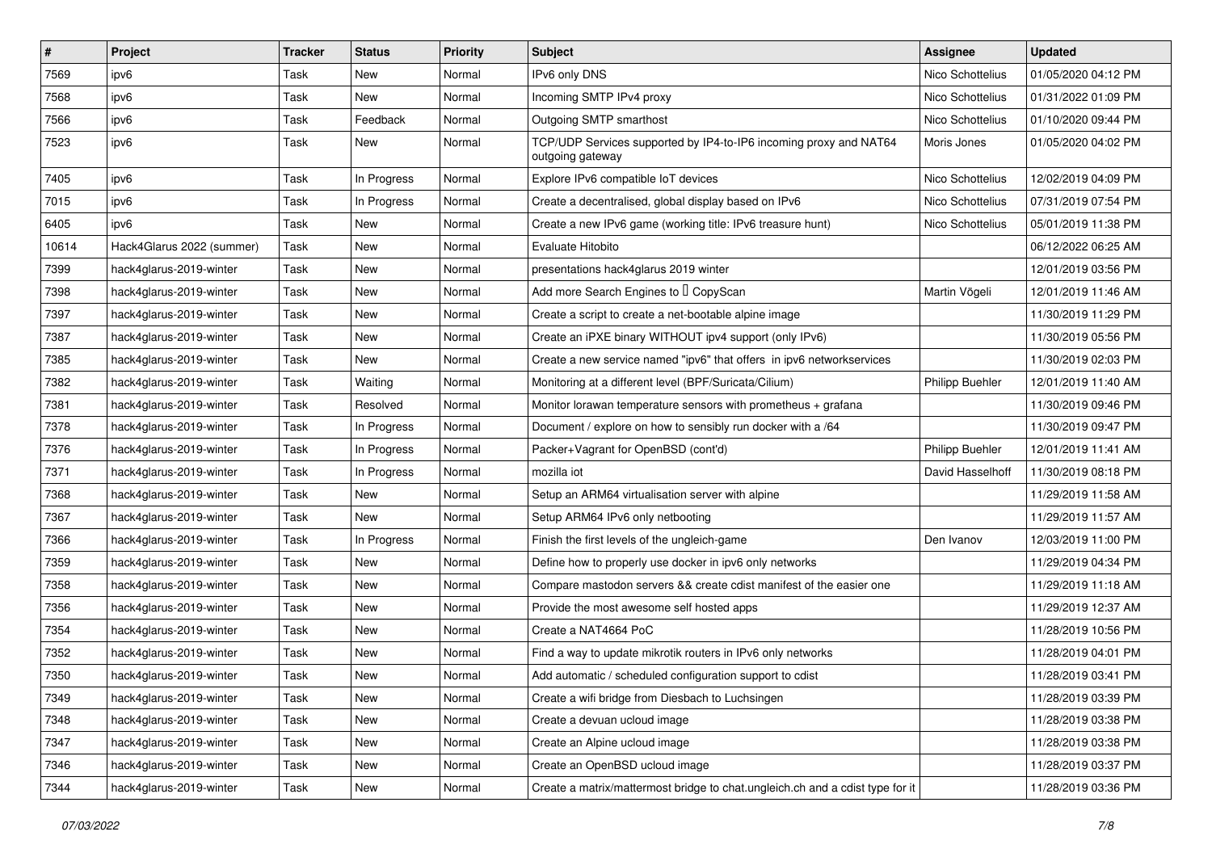| # | Project | Tracker | Status | Priority | Subject | Assignee | Updated |
| --- | --- | --- | --- | --- | --- | --- | --- |
| 7569 | ipv6 | Task | New | Normal | IPv6 only DNS | Nico Schottelius | 01/05/2020 04:12 PM |
| 7568 | ipv6 | Task | New | Normal | Incoming SMTP IPv4 proxy | Nico Schottelius | 01/31/2022 01:09 PM |
| 7566 | ipv6 | Task | Feedback | Normal | Outgoing SMTP smarthost | Nico Schottelius | 01/10/2020 09:44 PM |
| 7523 | ipv6 | Task | New | Normal | TCP/UDP Services supported by IP4-to-IP6 incoming proxy and NAT64 outgoing gateway | Moris Jones | 01/05/2020 04:02 PM |
| 7405 | ipv6 | Task | In Progress | Normal | Explore IPv6 compatible IoT devices | Nico Schottelius | 12/02/2019 04:09 PM |
| 7015 | ipv6 | Task | In Progress | Normal | Create a decentralised, global display based on IPv6 | Nico Schottelius | 07/31/2019 07:54 PM |
| 6405 | ipv6 | Task | New | Normal | Create a new IPv6 game (working title: IPv6 treasure hunt) | Nico Schottelius | 05/01/2019 11:38 PM |
| 10614 | Hack4Glarus 2022 (summer) | Task | New | Normal | Evaluate Hitobito | | 06/12/2022 06:25 AM |
| 7399 | hack4glarus-2019-winter | Task | New | Normal | presentations hack4glarus 2019 winter | | 12/01/2019 03:56 PM |
| 7398 | hack4glarus-2019-winter | Task | New | Normal | Add more Search Engines to  CopyScan | Martin Vögeli | 12/01/2019 11:46 AM |
| 7397 | hack4glarus-2019-winter | Task | New | Normal | Create a script to create a net-bootable alpine image | | 11/30/2019 11:29 PM |
| 7387 | hack4glarus-2019-winter | Task | New | Normal | Create an iPXE binary WITHOUT ipv4 support (only IPv6) | | 11/30/2019 05:56 PM |
| 7385 | hack4glarus-2019-winter | Task | New | Normal | Create a new service named "ipv6" that offers in ipv6 networkservices | | 11/30/2019 02:03 PM |
| 7382 | hack4glarus-2019-winter | Task | Waiting | Normal | Monitoring at a different level (BPF/Suricata/Cilium) | Philipp Buehler | 12/01/2019 11:40 AM |
| 7381 | hack4glarus-2019-winter | Task | Resolved | Normal | Monitor lorawan temperature sensors with prometheus + grafana | | 11/30/2019 09:46 PM |
| 7378 | hack4glarus-2019-winter | Task | In Progress | Normal | Document / explore on how to sensibly run docker with a /64 | | 11/30/2019 09:47 PM |
| 7376 | hack4glarus-2019-winter | Task | In Progress | Normal | Packer+Vagrant for OpenBSD (cont'd) | Philipp Buehler | 12/01/2019 11:41 AM |
| 7371 | hack4glarus-2019-winter | Task | In Progress | Normal | mozilla iot | David Hasselhoff | 11/30/2019 08:18 PM |
| 7368 | hack4glarus-2019-winter | Task | New | Normal | Setup an ARM64 virtualisation server with alpine | | 11/29/2019 11:58 AM |
| 7367 | hack4glarus-2019-winter | Task | New | Normal | Setup ARM64 IPv6 only netbooting | | 11/29/2019 11:57 AM |
| 7366 | hack4glarus-2019-winter | Task | In Progress | Normal | Finish the first levels of the ungleich-game | Den Ivanov | 12/03/2019 11:00 PM |
| 7359 | hack4glarus-2019-winter | Task | New | Normal | Define how to properly use docker in ipv6 only networks | | 11/29/2019 04:34 PM |
| 7358 | hack4glarus-2019-winter | Task | New | Normal | Compare mastodon servers && create cdist manifest of the easier one | | 11/29/2019 11:18 AM |
| 7356 | hack4glarus-2019-winter | Task | New | Normal | Provide the most awesome self hosted apps | | 11/29/2019 12:37 AM |
| 7354 | hack4glarus-2019-winter | Task | New | Normal | Create a NAT4664 PoC | | 11/28/2019 10:56 PM |
| 7352 | hack4glarus-2019-winter | Task | New | Normal | Find a way to update mikrotik routers in IPv6 only networks | | 11/28/2019 04:01 PM |
| 7350 | hack4glarus-2019-winter | Task | New | Normal | Add automatic / scheduled configuration support to cdist | | 11/28/2019 03:41 PM |
| 7349 | hack4glarus-2019-winter | Task | New | Normal | Create a wifi bridge from Diesbach to Luchsingen | | 11/28/2019 03:39 PM |
| 7348 | hack4glarus-2019-winter | Task | New | Normal | Create a devuan ucloud image | | 11/28/2019 03:38 PM |
| 7347 | hack4glarus-2019-winter | Task | New | Normal | Create an Alpine ucloud image | | 11/28/2019 03:38 PM |
| 7346 | hack4glarus-2019-winter | Task | New | Normal | Create an OpenBSD ucloud image | | 11/28/2019 03:37 PM |
| 7344 | hack4glarus-2019-winter | Task | New | Normal | Create a matrix/mattermost bridge to chat.ungleich.ch and a cdist type for it | | 11/28/2019 03:36 PM |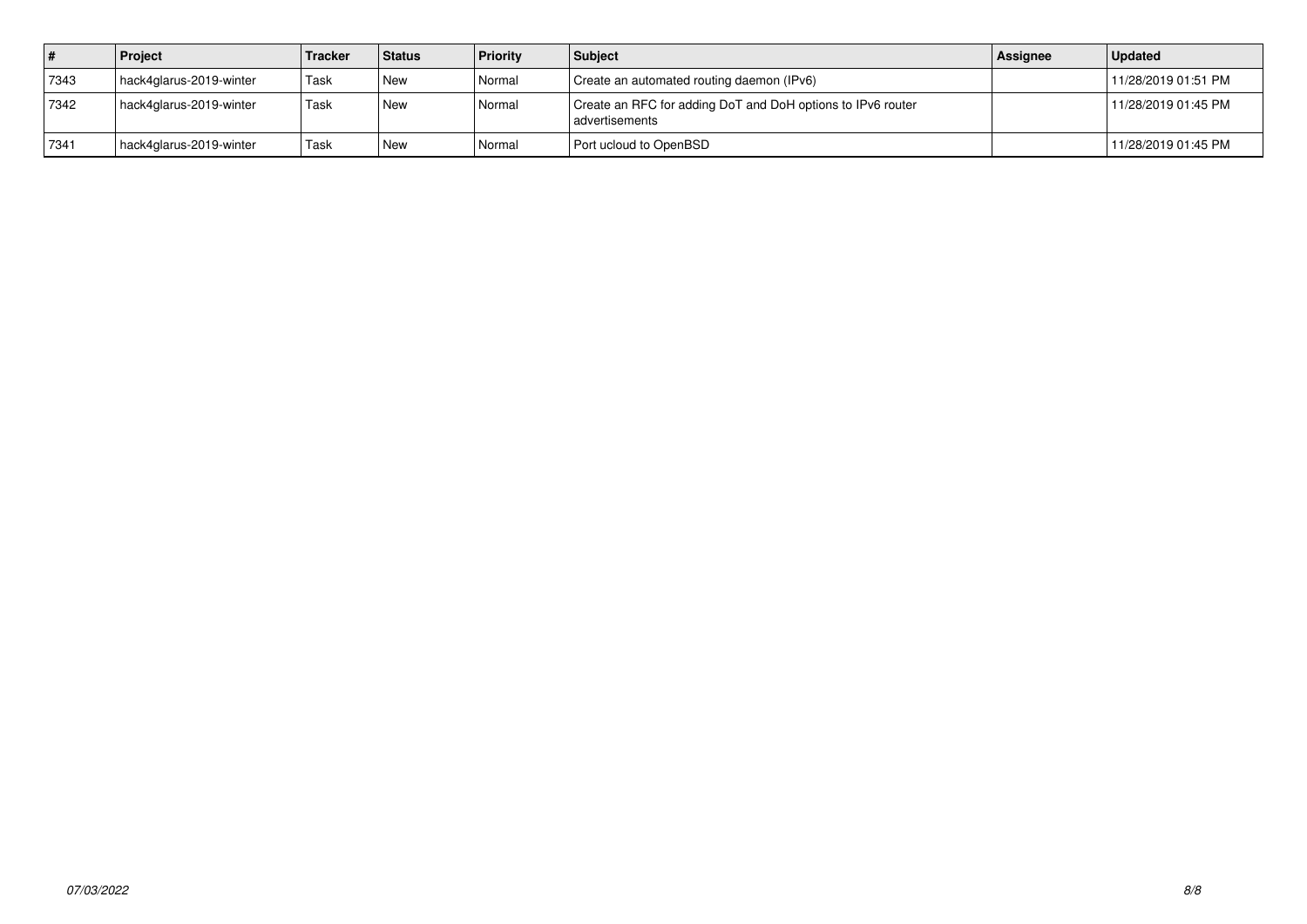| # | Project | Tracker | Status | Priority | Subject | Assignee | Updated |
|---|---|---|---|---|---|---|---|
| 7343 | hack4glarus-2019-winter | Task | New | Normal | Create an automated routing daemon (IPv6) | | 11/28/2019 01:51 PM |
| 7342 | hack4glarus-2019-winter | Task | New | Normal | Create an RFC for adding DoT and DoH options to IPv6 router advertisements | | 11/28/2019 01:45 PM |
| 7341 | hack4glarus-2019-winter | Task | New | Normal | Port ucloud to OpenBSD | | 11/28/2019 01:45 PM |